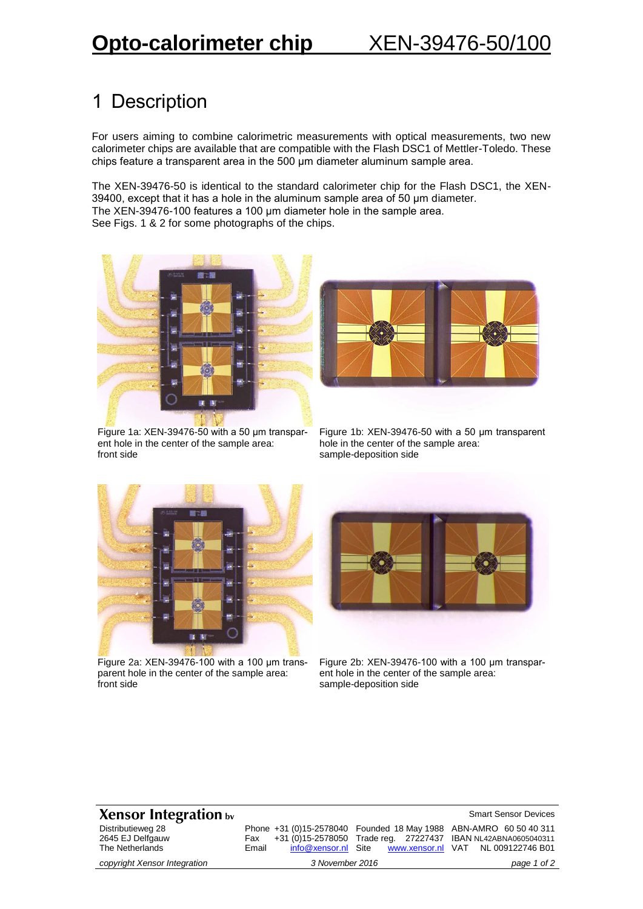# Opto-calorimeter chip XEN-39476-50/100

## 1 Description

For users aiming to combine calorimetric measurements with optical measurements, two new calorimeter chips are available that are compatible with the Flash DSC1 of Mettler-Toledo. These chips feature a transparent area in the 500 µm diameter aluminum sample area.

The XEN-39476-50 is identical to the standard calorimeter chip for the Flash DSC1, the XEN-39400, except that it has a hole in the aluminum sample area of 50 µm diameter.
The XEN-39476-100 features a 100 µm diameter hole in the sample area.
See Figs. 1 & 2 for some photographs of the chips.

Figure 1a: XEN-39476-50 with a 50 µm transparent hole in the center of the sample area: front side

Figure 1b: XEN-39476-50 with a 50 µm transparent hole in the center of the sample area: sample-deposition side

Figure 2a: XEN-39476-100 with a 100 µm transparent hole in the center of the sample area: front side

Figure 2b: XEN-39476-100 with a 100 µm transparent hole in the center of the sample area: sample-deposition side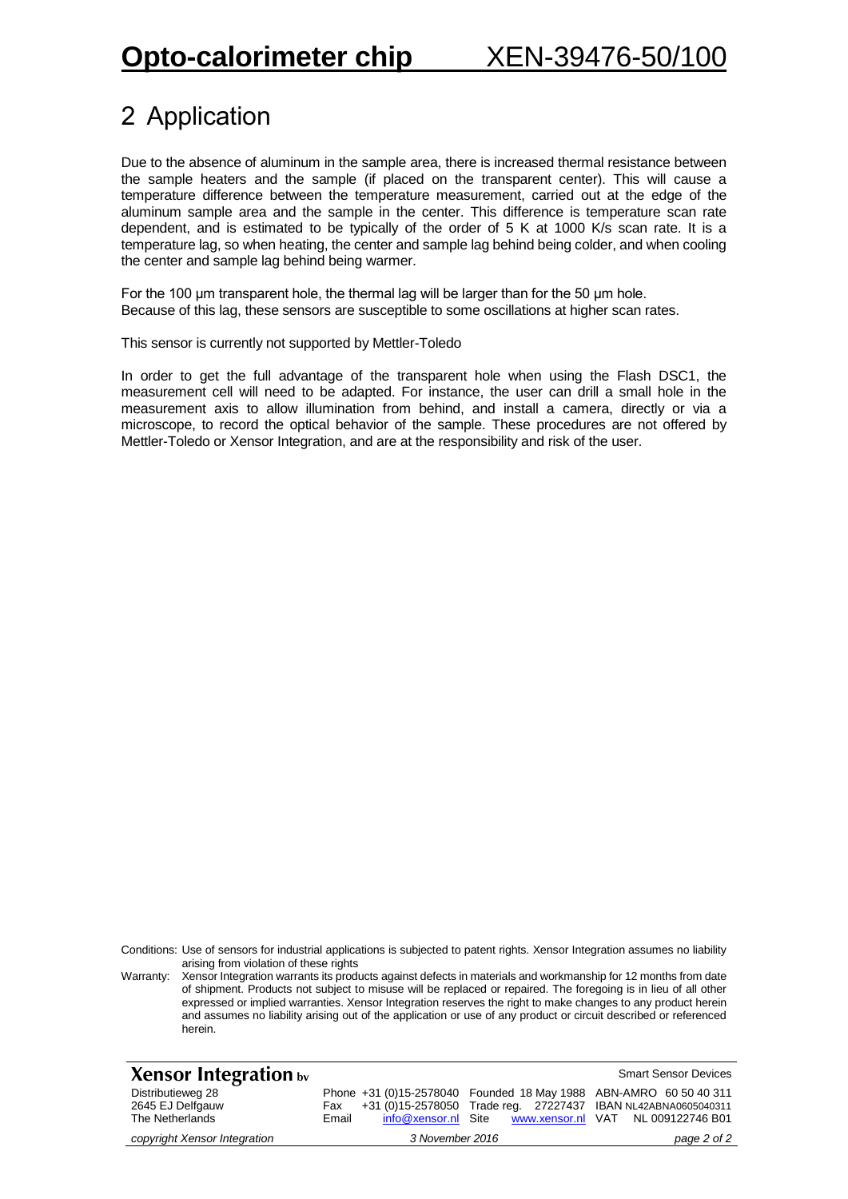## 2 Application

Due to the absence of aluminum in the sample area, there is increased thermal resistance between the sample heaters and the sample (if placed on the transparent center). This will cause a temperature difference between the temperature measurement, carried out at the edge of the aluminum sample area and the sample in the center. This difference is temperature scan rate dependent, and is estimated to be typically of the order of 5 K at 1000 K/s scan rate. It is a temperature lag, so when heating, the center and sample lag behind being colder, and when cooling the center and sample lag behind being warmer.

For the 100 µm transparent hole, the thermal lag will be larger than for the 50 µm hole.
Because of this lag, these sensors are susceptible to some oscillations at higher scan rates.

This sensor is currently not supported by Mettler-Toledo

In order to get the full advantage of the transparent hole when using the Flash DSC1, the measurement cell will need to be adapted. For instance, the user can drill a small hole in the measurement axis to allow illumination from behind, and install a camera, directly or via a microscope, to record the optical behavior of the sample. These procedures are not offered by Mettler-Toledo or Xensor Integration, and are at the responsibility and risk of the user.

Conditions: Use of sensors for industrial applications is subjected to patent rights. Xensor Integration assumes no liability arising from violation of these rights

Warranty: Xensor Integration warrants its products against defects in materials and workmanship for 12 months from date of shipment. Products not subject to misuse will be replaced or repaired. The foregoing is in lieu of all other expressed or implied warranties. Xensor Integration reserves the right to make changes to any product herein and assumes no liability arising out of the application or use of any product or circuit described or referenced herein.

**Xensor Integration bv** Smart Sensor Devices

| | | | |
|---|---|---|---|
| Distributieweg 28 | Phone +31 (0)15-2578040 | Founded 18 May 1988 | ABN-AMRO 60 50 40 311 |
| 2645 EJ Delfgauw | Fax +31 (0)15-2578050 | Trade reg. 27227437 | IBAN NL42ABNA0605040311 |
| The Netherlands | Email info@xensor.nl | Site www.xensor.nl | VAT NL 009122746 B01 |

*copyright Xensor Integration* *3 November 2016*